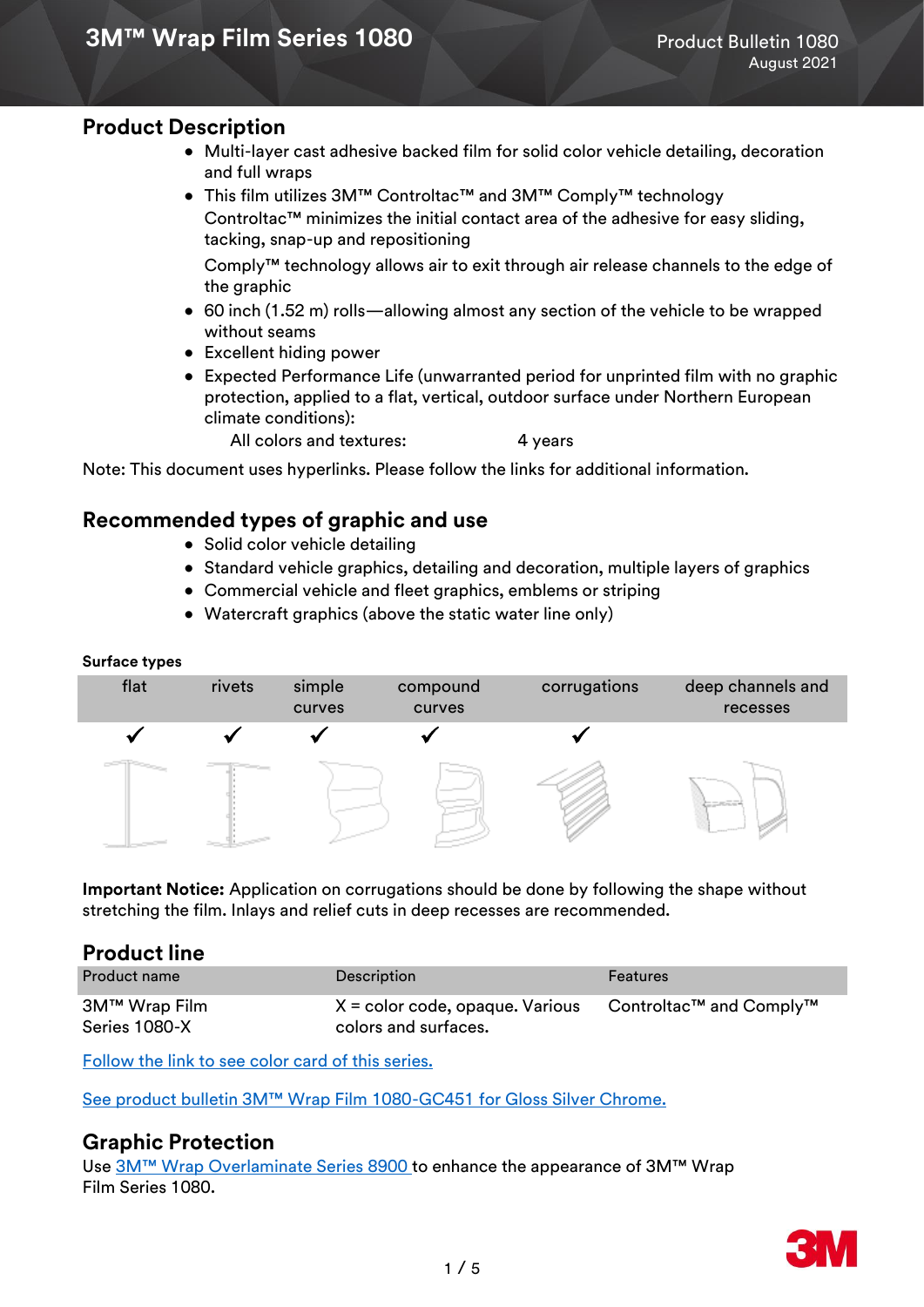# 3M™ Wrap Film Series 1080

Product Bulletin 1080
August 2021

## Product Description

- Multi-layer cast adhesive backed film for solid color vehicle detailing, decoration and full wraps
- This film utilizes 3M™ Controltac™ and 3M™ Comply™ technology
  Controltac™ minimizes the initial contact area of the adhesive for easy sliding, tacking, snap-up and repositioning

  Comply™ technology allows air to exit through air release channels to the edge of the graphic
- 60 inch (1.52 m) rolls—allowing almost any section of the vehicle to be wrapped without seams
- Excellent hiding power
- Expected Performance Life (unwarranted period for unprinted film with no graphic protection, applied to a flat, vertical, outdoor surface under Northern European climate conditions):

  All colors and textures: 4 years

Note: This document uses hyperlinks. Please follow the links for additional information.

## Recommended types of graphic and use

- Solid color vehicle detailing
- Standard vehicle graphics, detailing and decoration, multiple layers of graphics
- Commercial vehicle and fleet graphics, emblems or striping
- Watercraft graphics (above the static water line only)

**Surface types**

| flat | rivets | simple curves | compound curves | corrugations | deep channels and recesses |
|---|---|---|---|---|---|
| ✓ | ✓ | ✓ | ✓ | ✓ | |

**Important Notice:** Application on corrugations should be done by following the shape without stretching the film. Inlays and relief cuts in deep recesses are recommended.

## Product line

| Product name | Description | Features |
|---|---|---|
| 3M™ Wrap Film Series 1080-X | X = color code, opaque. Various colors and surfaces. | Controltac™ and Comply™ |

Follow the link to see color card of this series.

See product bulletin 3M™ Wrap Film 1080-GC451 for Gloss Silver Chrome.

## Graphic Protection

Use 3M™ Wrap Overlaminate Series 8900 to enhance the appearance of 3M™ Wrap Film Series 1080.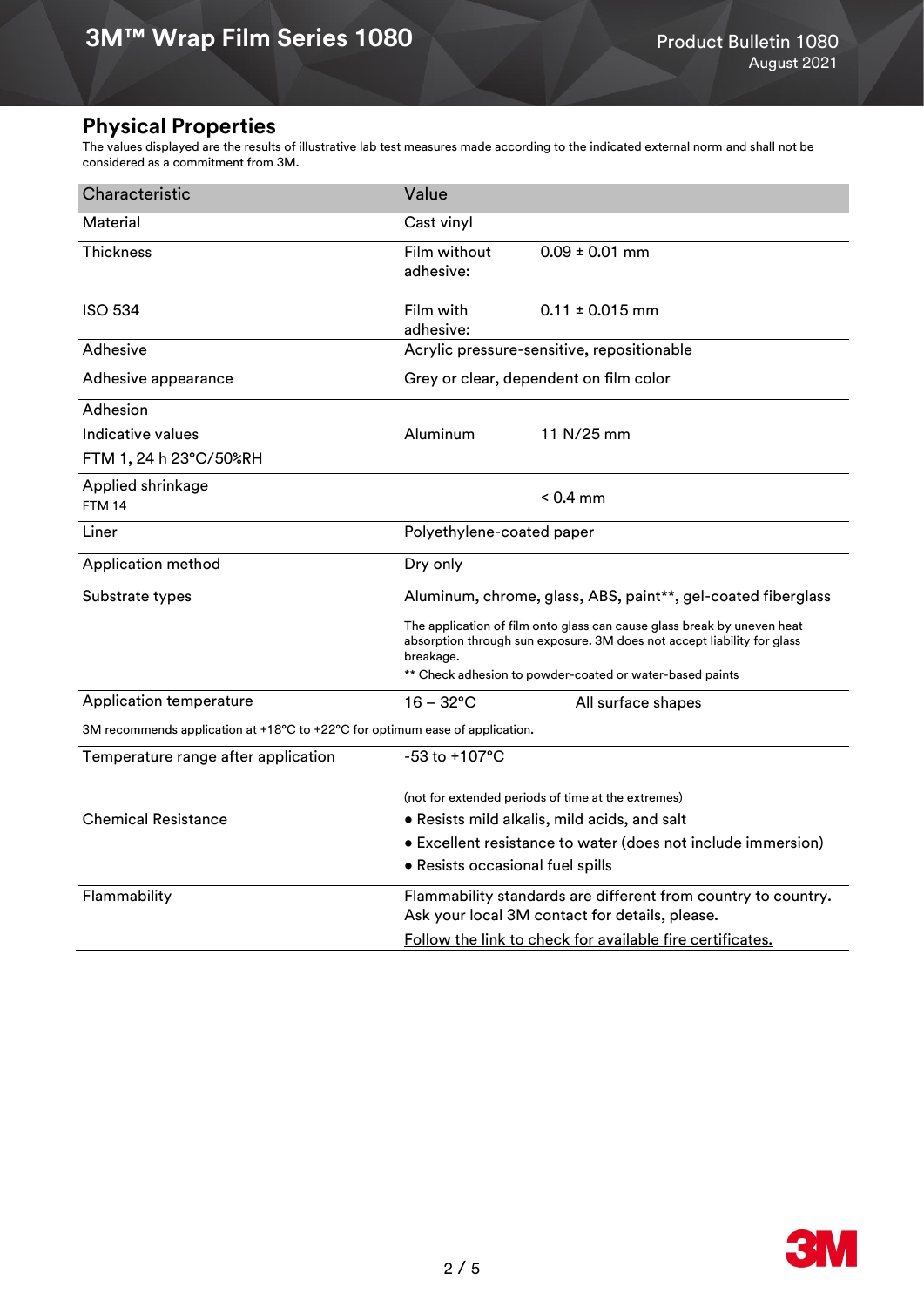## Physical Properties

The values displayed are the results of illustrative lab test measures made according to the indicated external norm and shall not be considered as a commitment from 3M.

| Characteristic | Value | | |
|---|---|---|---|
| Material | Cast vinyl | | |
| Thickness | Film without adhesive: | 0.09 ± 0.01 mm | |
| ISO 534 | Film with adhesive: | 0.11 ± 0.015 mm | |
| Adhesive | Acrylic pressure-sensitive, repositionable | | |
| Adhesive appearance | Grey or clear, dependent on film color | | |
| Adhesion<br>Indicative values<br>FTM 1, 24 h 23°C/50%RH | Aluminum | 11 N/25 mm | |
| Applied shrinkage<br>FTM 14 | | < 0.4 mm | |
| Liner | Polyethylene-coated paper | | |
| Application method | Dry only | | |
| Substrate types | Aluminum, chrome, glass, ABS, paint**, gel-coated fiberglass<br>The application of film onto glass can cause glass break by uneven heat absorption through sun exposure. 3M does not accept liability for glass breakage.<br>** Check adhesion to powder-coated or water-based paints | | |
| Application temperature | 16 – 32°C | | All surface shapes |
| 3M recommends application at +18°C to +22°C for optimum ease of application. | | | |
| Temperature range after application | -53 to +107°C<br>(not for extended periods of time at the extremes) | | |
| Chemical Resistance | • Resists mild alkalis, mild acids, and salt<br>• Excellent resistance to water (does not include immersion)<br>• Resists occasional fuel spills | | |
| Flammability | Flammability standards are different from country to country. Ask your local 3M contact for details, please.<br>Follow the link to check for available fire certificates. | | |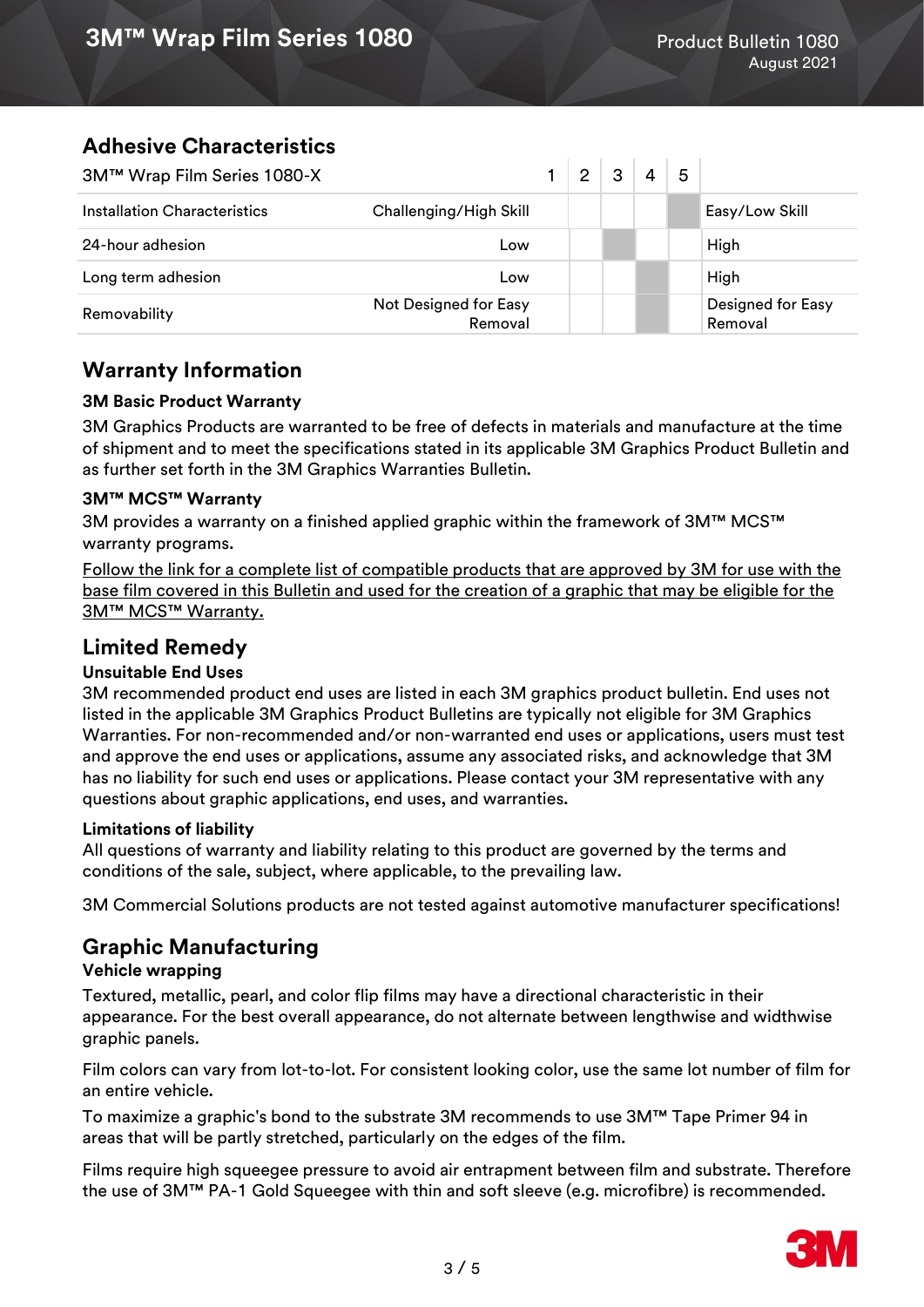## Adhesive Characteristics

| 3M™ Wrap Film Series 1080-X | | 1 | 2 | 3 | 4 | 5 | |
|---|---|---|---|---|---|---|---|
| Installation Characteristics | Challenging/High Skill | | | | | ■ | Easy/Low Skill |
| 24-hour adhesion | Low | | ■ | | | | High |
| Long term adhesion | Low | | | ■ | | | High |
| Removability | Not Designed for Easy Removal | | | ■ | | | Designed for Easy Removal |

## Warranty Information

### 3M Basic Product Warranty

3M Graphics Products are warranted to be free of defects in materials and manufacture at the time of shipment and to meet the specifications stated in its applicable 3M Graphics Product Bulletin and as further set forth in the 3M Graphics Warranties Bulletin.

### 3M™ MCS™ Warranty

3M provides a warranty on a finished applied graphic within the framework of 3M™ MCS™ warranty programs.

Follow the link for a complete list of compatible products that are approved by 3M for use with the base film covered in this Bulletin and used for the creation of a graphic that may be eligible for the 3M™ MCS™ Warranty.

## Limited Remedy

### Unsuitable End Uses

3M recommended product end uses are listed in each 3M graphics product bulletin. End uses not listed in the applicable 3M Graphics Product Bulletins are typically not eligible for 3M Graphics Warranties. For non-recommended and/or non-warranted end uses or applications, users must test and approve the end uses or applications, assume any associated risks, and acknowledge that 3M has no liability for such end uses or applications. Please contact your 3M representative with any questions about graphic applications, end uses, and warranties.

### Limitations of liability

All questions of warranty and liability relating to this product are governed by the terms and conditions of the sale, subject, where applicable, to the prevailing law.

3M Commercial Solutions products are not tested against automotive manufacturer specifications!

## Graphic Manufacturing

### Vehicle wrapping

Textured, metallic, pearl, and color flip films may have a directional characteristic in their appearance. For the best overall appearance, do not alternate between lengthwise and widthwise graphic panels.

Film colors can vary from lot-to-lot. For consistent looking color, use the same lot number of film for an entire vehicle.

To maximize a graphic's bond to the substrate 3M recommends to use 3M™ Tape Primer 94 in areas that will be partly stretched, particularly on the edges of the film.

Films require high squeegee pressure to avoid air entrapment between film and substrate. Therefore the use of 3M™ PA-1 Gold Squeegee with thin and soft sleeve (e.g. microfibre) is recommended.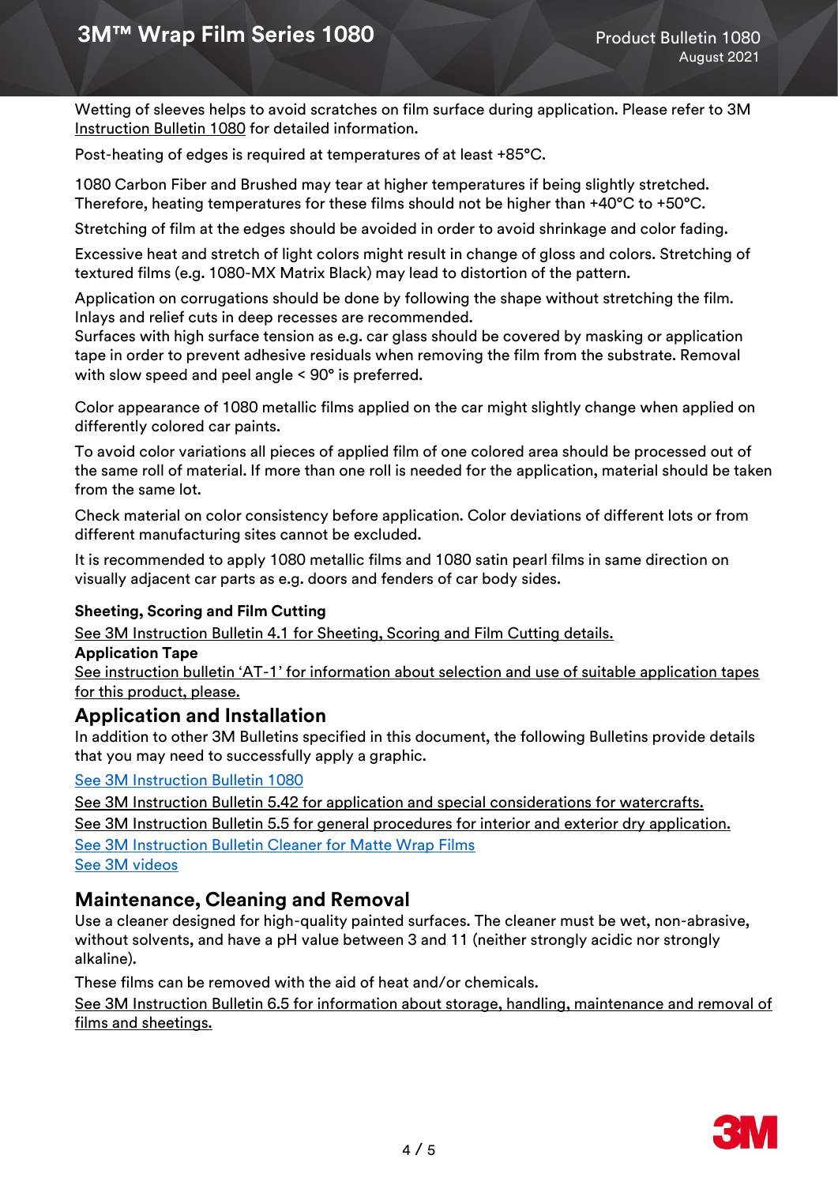Wetting of sleeves helps to avoid scratches on film surface during application. Please refer to 3M Instruction Bulletin 1080 for detailed information.

Post-heating of edges is required at temperatures of at least +85°C.

1080 Carbon Fiber and Brushed may tear at higher temperatures if being slightly stretched. Therefore, heating temperatures for these films should not be higher than +40°C to +50°C.

Stretching of film at the edges should be avoided in order to avoid shrinkage and color fading.

Excessive heat and stretch of light colors might result in change of gloss and colors. Stretching of textured films (e.g. 1080-MX Matrix Black) may lead to distortion of the pattern.

Application on corrugations should be done by following the shape without stretching the film. Inlays and relief cuts in deep recesses are recommended.
Surfaces with high surface tension as e.g. car glass should be covered by masking or application tape in order to prevent adhesive residuals when removing the film from the substrate. Removal with slow speed and peel angle < 90° is preferred.

Color appearance of 1080 metallic films applied on the car might slightly change when applied on differently colored car paints.

To avoid color variations all pieces of applied film of one colored area should be processed out of the same roll of material. If more than one roll is needed for the application, material should be taken from the same lot.

Check material on color consistency before application. Color deviations of different lots or from different manufacturing sites cannot be excluded.

It is recommended to apply 1080 metallic films and 1080 satin pearl films in same direction on visually adjacent car parts as e.g. doors and fenders of car body sides.

**Sheeting, Scoring and Film Cutting**

See 3M Instruction Bulletin 4.1 for Sheeting, Scoring and Film Cutting details.

**Application Tape**

See instruction bulletin 'AT-1' for information about selection and use of suitable application tapes for this product, please.

## Application and Installation

In addition to other 3M Bulletins specified in this document, the following Bulletins provide details that you may need to successfully apply a graphic.

See 3M Instruction Bulletin 1080

See 3M Instruction Bulletin 5.42 for application and special considerations for watercrafts.

See 3M Instruction Bulletin 5.5 for general procedures for interior and exterior dry application.

See 3M Instruction Bulletin Cleaner for Matte Wrap Films

See 3M videos

## Maintenance, Cleaning and Removal

Use a cleaner designed for high-quality painted surfaces. The cleaner must be wet, non-abrasive, without solvents, and have a pH value between 3 and 11 (neither strongly acidic nor strongly alkaline).

These films can be removed with the aid of heat and/or chemicals.

See 3M Instruction Bulletin 6.5 for information about storage, handling, maintenance and removal of films and sheetings.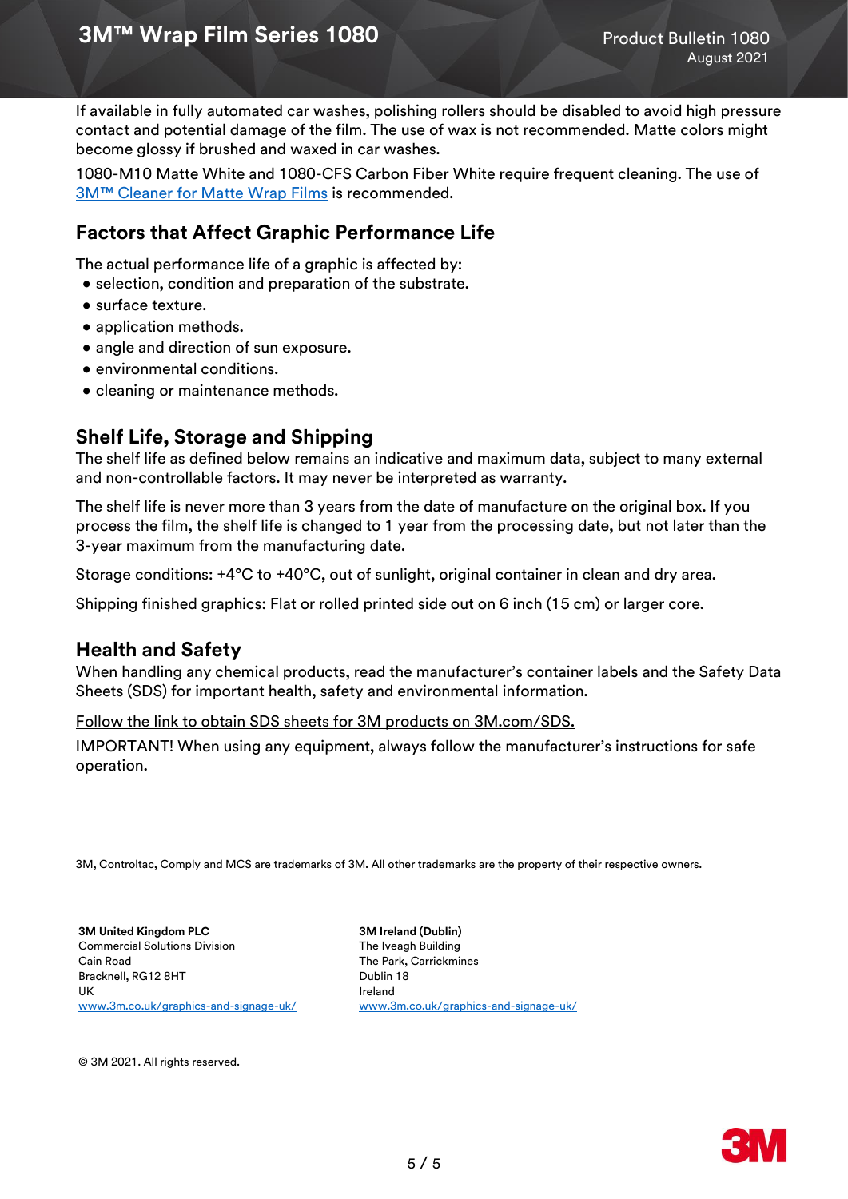If available in fully automated car washes, polishing rollers should be disabled to avoid high pressure contact and potential damage of the film. The use of wax is not recommended. Matte colors might become glossy if brushed and waxed in car washes.

1080-M10 Matte White and 1080-CFS Carbon Fiber White require frequent cleaning. The use of 3M™ Cleaner for Matte Wrap Films is recommended.

## Factors that Affect Graphic Performance Life

The actual performance life of a graphic is affected by:

- selection, condition and preparation of the substrate.
- surface texture.
- application methods.
- angle and direction of sun exposure.
- environmental conditions.
- cleaning or maintenance methods.

## Shelf Life, Storage and Shipping

The shelf life as defined below remains an indicative and maximum data, subject to many external and non-controllable factors. It may never be interpreted as warranty.

The shelf life is never more than 3 years from the date of manufacture on the original box. If you process the film, the shelf life is changed to 1 year from the processing date, but not later than the 3-year maximum from the manufacturing date.

Storage conditions: +4°C to +40°C, out of sunlight, original container in clean and dry area.

Shipping finished graphics: Flat or rolled printed side out on 6 inch (15 cm) or larger core.

## Health and Safety

When handling any chemical products, read the manufacturer's container labels and the Safety Data Sheets (SDS) for important health, safety and environmental information.

Follow the link to obtain SDS sheets for 3M products on 3M.com/SDS.

IMPORTANT! When using any equipment, always follow the manufacturer's instructions for safe operation.

3M, Controltac, Comply and MCS are trademarks of 3M. All other trademarks are the property of their respective owners.

**3M United Kingdom PLC**
Commercial Solutions Division
Cain Road
Bracknell, RG12 8HT
UK
www.3m.co.uk/graphics-and-signage-uk/

**3M Ireland (Dublin)**
The Iveagh Building
The Park, Carrickmines
Dublin 18
Ireland
www.3m.co.uk/graphics-and-signage-uk/

© 3M 2021. All rights reserved.